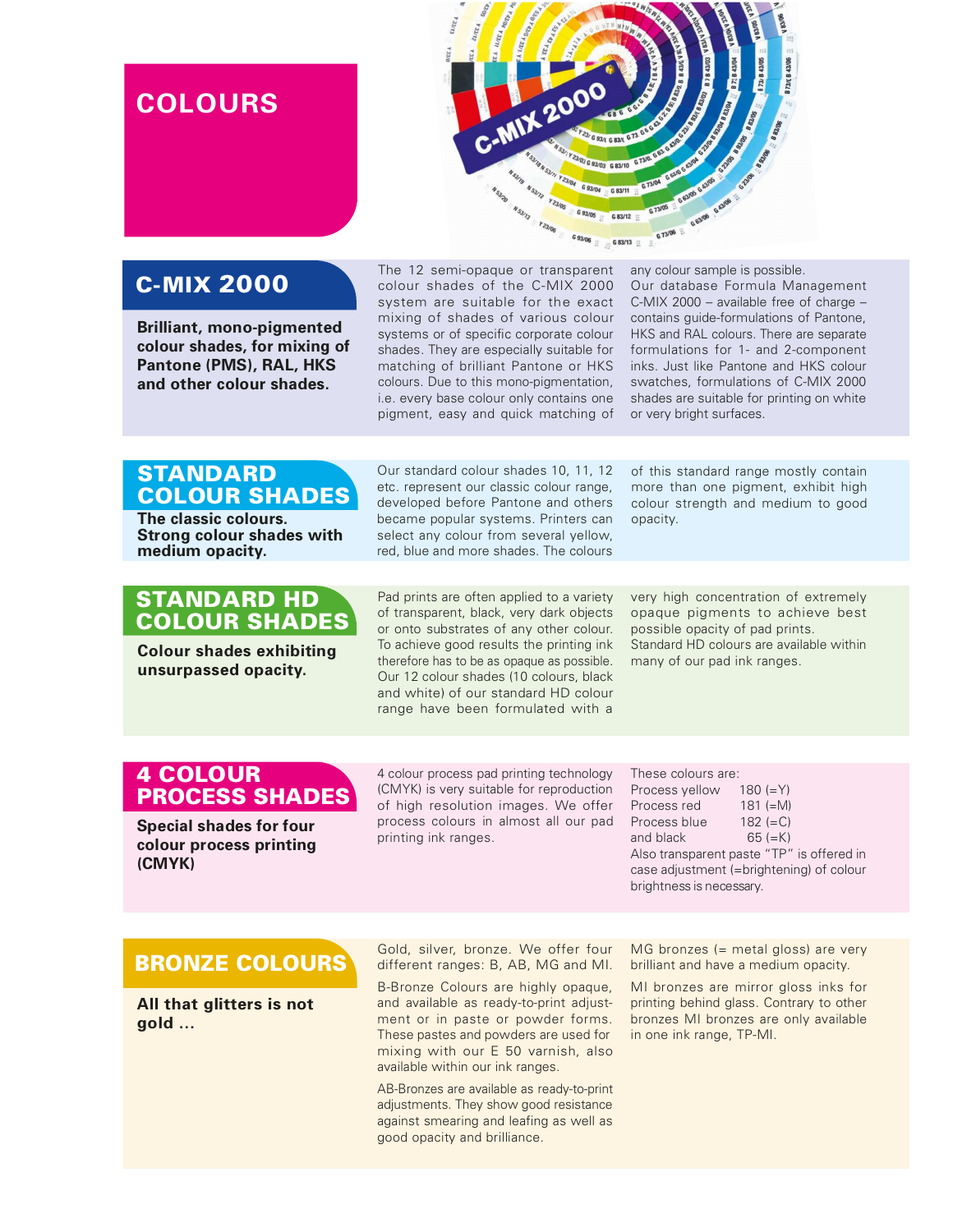# COLOURS

## C-MIX 2000

**Brilliant, mono-pigmented colour shades, for mixing of Pantone (PMS), RAL, HKS and other colour shades.**

The 12 semi-opaque or transparent colour shades of the C-MIX 2000 system are suitable for the exact mixing of shades of various colour systems or of specific corporate colour shades. They are especially suitable for matching of brilliant Pantone or HKS colours. Due to this mono-pigmentation, i.e. every base colour only contains one pigment, easy and quick matching of any colour sample is possible.

Our database Formula Management C-MIX 2000 – available free of charge – contains guide-formulations of Pantone, HKS and RAL colours. There are separate formulations for 1- and 2-component inks. Just like Pantone and HKS colour swatches, formulations of C-MIX 2000 shades are suitable for printing on white or very bright surfaces.

## STANDARD COLOUR SHADES

**The classic colours. Strong colour shades with medium opacity.**

Our standard colour shades 10, 11, 12 etc. represent our classic colour range, developed before Pantone and others became popular systems. Printers can select any colour from several yellow, red, blue and more shades. The colours of this standard range mostly contain more than one pigment, exhibit high colour strength and medium to good opacity.

## STANDARD HD COLOUR SHADES

**Colour shades exhibiting unsurpassed opacity.**

Pad prints are often applied to a variety of transparent, black, very dark objects or onto substrates of any other colour. To achieve good results the printing ink therefore has to be as opaque as possible. Our 12 colour shades (10 colours, black and white) of our standard HD colour range have been formulated with a very high concentration of extremely opaque pigments to achieve best possible opacity of pad prints.

Standard HD colours are available within many of our pad ink ranges.

## 4 COLOUR PROCESS SHADES

**Special shades for four colour process printing (CMYK)**

4 colour process pad printing technology (CMYK) is very suitable for reproduction of high resolution images. We offer process colours in almost all our pad printing ink ranges.

These colours are:

| | |
|---|---|
| Process yellow | 180 (=Y) |
| Process red | 181 (=M) |
| Process blue | 182 (=C) |
| and black | 65 (=K) |

Also transparent paste "TP" is offered in case adjustment (=brightening) of colour brightness is necessary.

## BRONZE COLOURS

**All that glitters is not gold ...**

Gold, silver, bronze. We offer four different ranges: B, AB, MG and MI.

B-Bronze Colours are highly opaque, and available as ready-to-print adjustment or in paste or powder forms. These pastes and powders are used for mixing with our E 50 varnish, also available within our ink ranges.

AB-Bronzes are available as ready-to-print adjustments. They show good resistance against smearing and leafing as well as good opacity and brilliance.

MG bronzes (= metal gloss) are very brilliant and have a medium opacity.

MI bronzes are mirror gloss inks for printing behind glass. Contrary to other bronzes MI bronzes are only available in one ink range, TP-MI.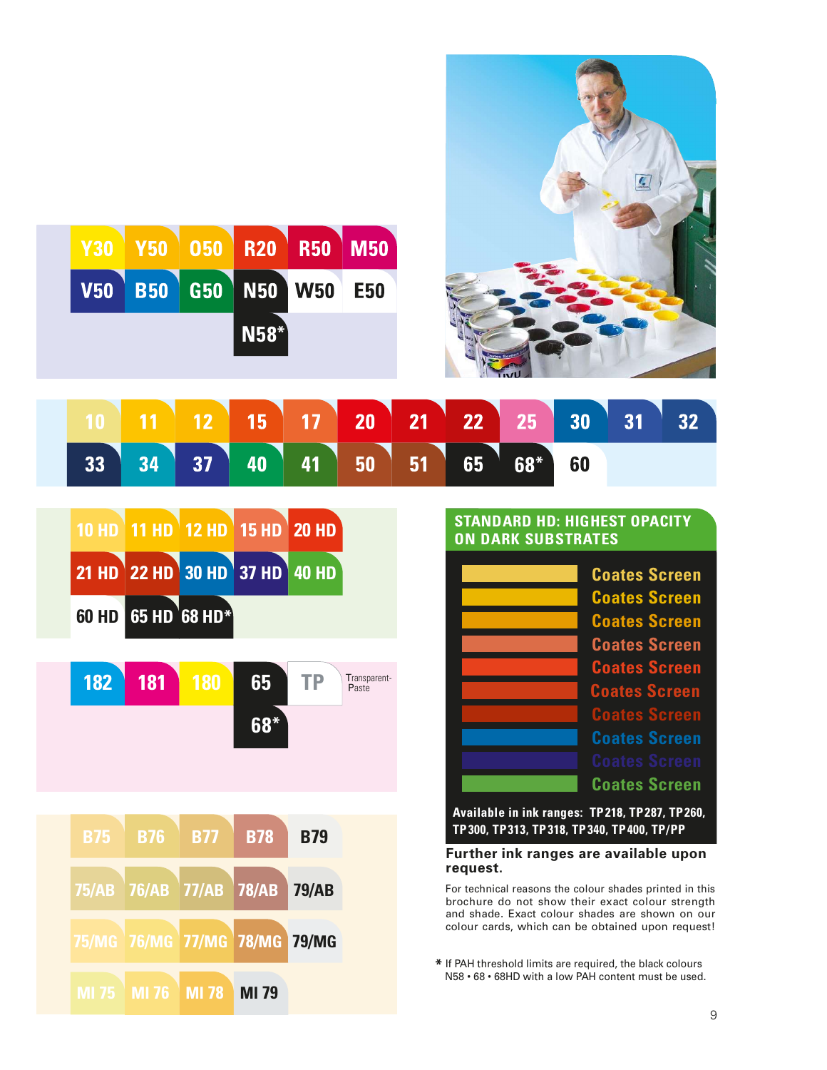| | | | | | |
|---|---|---|---|---|---|
| Y30 | Y50 | O50 | R20 | R50 | M50 |
| V50 | B50 | G50 | N50 | W50 | E50 |
| | | | N58* | | |

| | | | | | | | | | | | |
|---|---|---|---|---|---|---|---|---|---|---|---|
| 10 | 11 | 12 | 15 | 17 | 20 | 21 | 22 | 25 | 30 | 31 | 32 |
| 33 | 34 | 37 | 40 | 41 | 50 | 51 | 65 | 68* | 60 | | |

| | | | | |
|---|---|---|---|---|
| 10 HD | 11 HD | 12 HD | 15 HD | 20 HD |
| 21 HD | 22 HD | 30 HD | 37 HD | 40 HD |
| 60 HD | 65 HD | 68 HD* | | |

| | | | | |
|---|---|---|---|---|
| 182 | 181 | 180 | 65 | TP Transparent-Paste |
| | | | 68* | |

| | | | | |
|---|---|---|---|---|
| B75 | B76 | B77 | B78 | B79 |
| 75/AB | 76/AB | 77/AB | 78/AB | 79/AB |
| 75/MG | 76/MG | 77/MG | 78/MG | 79/MG |
| MI 75 | MI 76 | MI 78 | MI 79 | |

## STANDARD HD: HIGHEST OPACITY ON DARK SUBSTRATES

Coates Screen
Coates Screen
Coates Screen
Coates Screen
Coates Screen
Coates Screen
Coates Screen
Coates Screen
Coates Screen
Coates Screen

**Available in ink ranges: TP218, TP287, TP260, TP300, TP313, TP318, TP340, TP400, TP/PP**

**Further ink ranges are available upon request.**

For technical reasons the colour shades printed in this brochure do not show their exact colour strength and shade. Exact colour shades are shown on our colour cards, which can be obtained upon request!

\* If PAH threshold limits are required, the black colours N58 • 68 • 68HD with a low PAH content must be used.